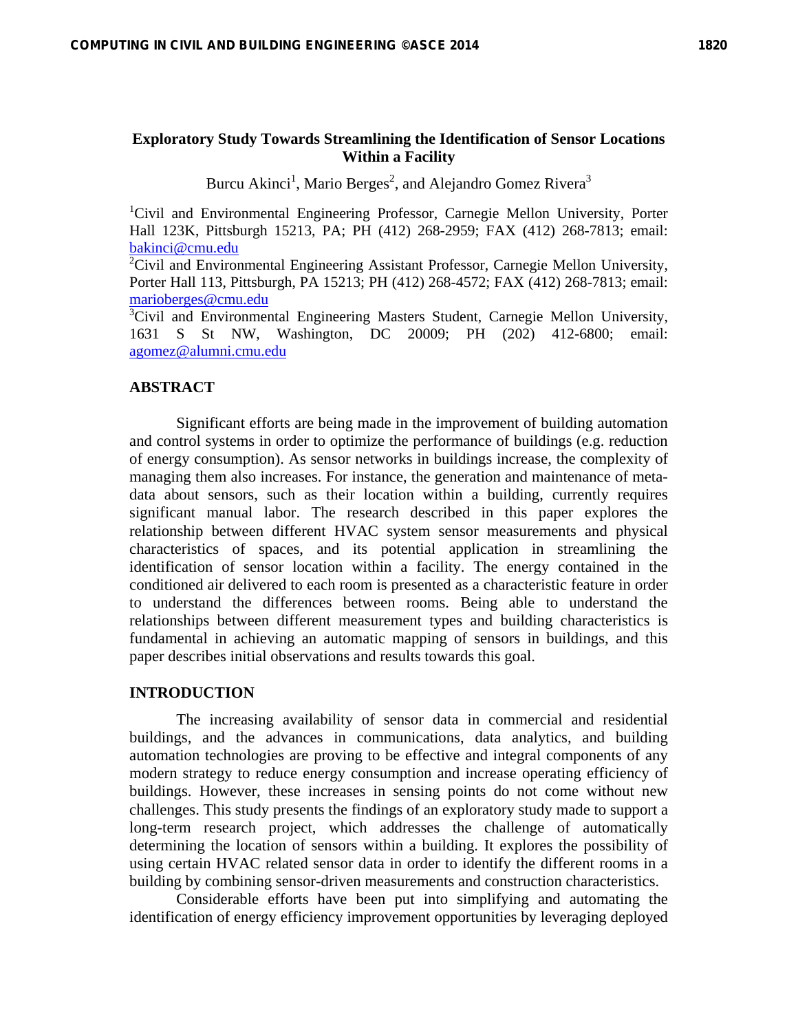# Exploratory Study Towards Streamlining the Identification of Sensor Locations Within a Facility

Burcu Akinci[1], Mario Berges[2], and Alejandro Gomez Rivera[3]

[1]Civil and Environmental Engineering Professor, Carnegie Mellon University, Porter Hall 123K, Pittsburgh 15213, PA; PH (412) 268-2959; FAX (412) 268-7813; email: bakinci@cmu.edu

[2]Civil and Environmental Engineering Assistant Professor, Carnegie Mellon University, Porter Hall 113, Pittsburgh, PA 15213; PH (412) 268-4572; FAX (412) 268-7813; email: marioberges@cmu.edu

[3]Civil and Environmental Engineering Masters Student, Carnegie Mellon University, 1631 S St NW, Washington, DC 20009; PH (202) 412-6800; email: agomez@alumni.cmu.edu

## ABSTRACT

Significant efforts are being made in the improvement of building automation and control systems in order to optimize the performance of buildings (e.g. reduction of energy consumption). As sensor networks in buildings increase, the complexity of managing them also increases. For instance, the generation and maintenance of meta-data about sensors, such as their location within a building, currently requires significant manual labor. The research described in this paper explores the relationship between different HVAC system sensor measurements and physical characteristics of spaces, and its potential application in streamlining the identification of sensor location within a facility. The energy contained in the conditioned air delivered to each room is presented as a characteristic feature in order to understand the differences between rooms. Being able to understand the relationships between different measurement types and building characteristics is fundamental in achieving an automatic mapping of sensors in buildings, and this paper describes initial observations and results towards this goal.

## INTRODUCTION

The increasing availability of sensor data in commercial and residential buildings, and the advances in communications, data analytics, and building automation technologies are proving to be effective and integral components of any modern strategy to reduce energy consumption and increase operating efficiency of buildings. However, these increases in sensing points do not come without new challenges. This study presents the findings of an exploratory study made to support a long-term research project, which addresses the challenge of automatically determining the location of sensors within a building. It explores the possibility of using certain HVAC related sensor data in order to identify the different rooms in a building by combining sensor-driven measurements and construction characteristics.

Considerable efforts have been put into simplifying and automating the identification of energy efficiency improvement opportunities by leveraging deployed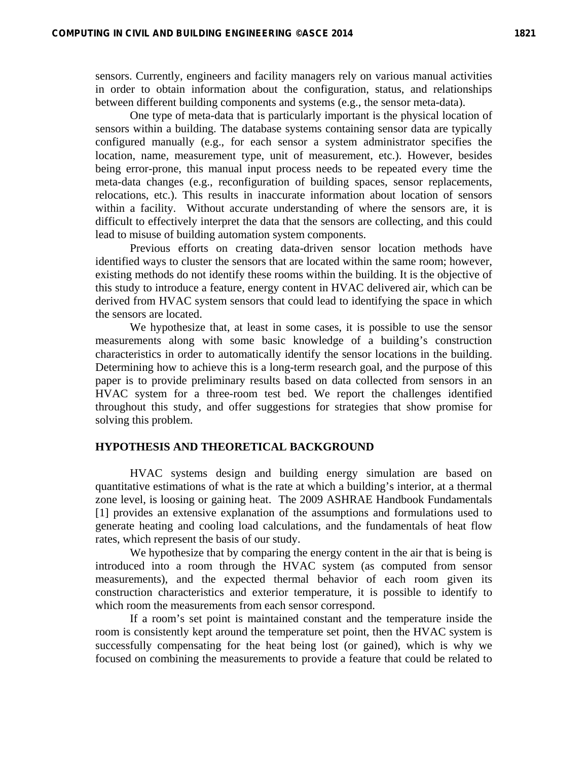sensors. Currently, engineers and facility managers rely on various manual activities in order to obtain information about the configuration, status, and relationships between different building components and systems (e.g., the sensor meta-data).

One type of meta-data that is particularly important is the physical location of sensors within a building. The database systems containing sensor data are typically configured manually (e.g., for each sensor a system administrator specifies the location, name, measurement type, unit of measurement, etc.). However, besides being error-prone, this manual input process needs to be repeated every time the meta-data changes (e.g., reconfiguration of building spaces, sensor replacements, relocations, etc.). This results in inaccurate information about location of sensors within a facility. Without accurate understanding of where the sensors are, it is difficult to effectively interpret the data that the sensors are collecting, and this could lead to misuse of building automation system components.

Previous efforts on creating data-driven sensor location methods have identified ways to cluster the sensors that are located within the same room; however, existing methods do not identify these rooms within the building. It is the objective of this study to introduce a feature, energy content in HVAC delivered air, which can be derived from HVAC system sensors that could lead to identifying the space in which the sensors are located.

We hypothesize that, at least in some cases, it is possible to use the sensor measurements along with some basic knowledge of a building's construction characteristics in order to automatically identify the sensor locations in the building. Determining how to achieve this is a long-term research goal, and the purpose of this paper is to provide preliminary results based on data collected from sensors in an HVAC system for a three-room test bed. We report the challenges identified throughout this study, and offer suggestions for strategies that show promise for solving this problem.

## HYPOTHESIS AND THEORETICAL BACKGROUND

HVAC systems design and building energy simulation are based on quantitative estimations of what is the rate at which a building's interior, at a thermal zone level, is loosing or gaining heat. The 2009 ASHRAE Handbook Fundamentals [1] provides an extensive explanation of the assumptions and formulations used to generate heating and cooling load calculations, and the fundamentals of heat flow rates, which represent the basis of our study.

We hypothesize that by comparing the energy content in the air that is being is introduced into a room through the HVAC system (as computed from sensor measurements), and the expected thermal behavior of each room given its construction characteristics and exterior temperature, it is possible to identify to which room the measurements from each sensor correspond.

If a room's set point is maintained constant and the temperature inside the room is consistently kept around the temperature set point, then the HVAC system is successfully compensating for the heat being lost (or gained), which is why we focused on combining the measurements to provide a feature that could be related to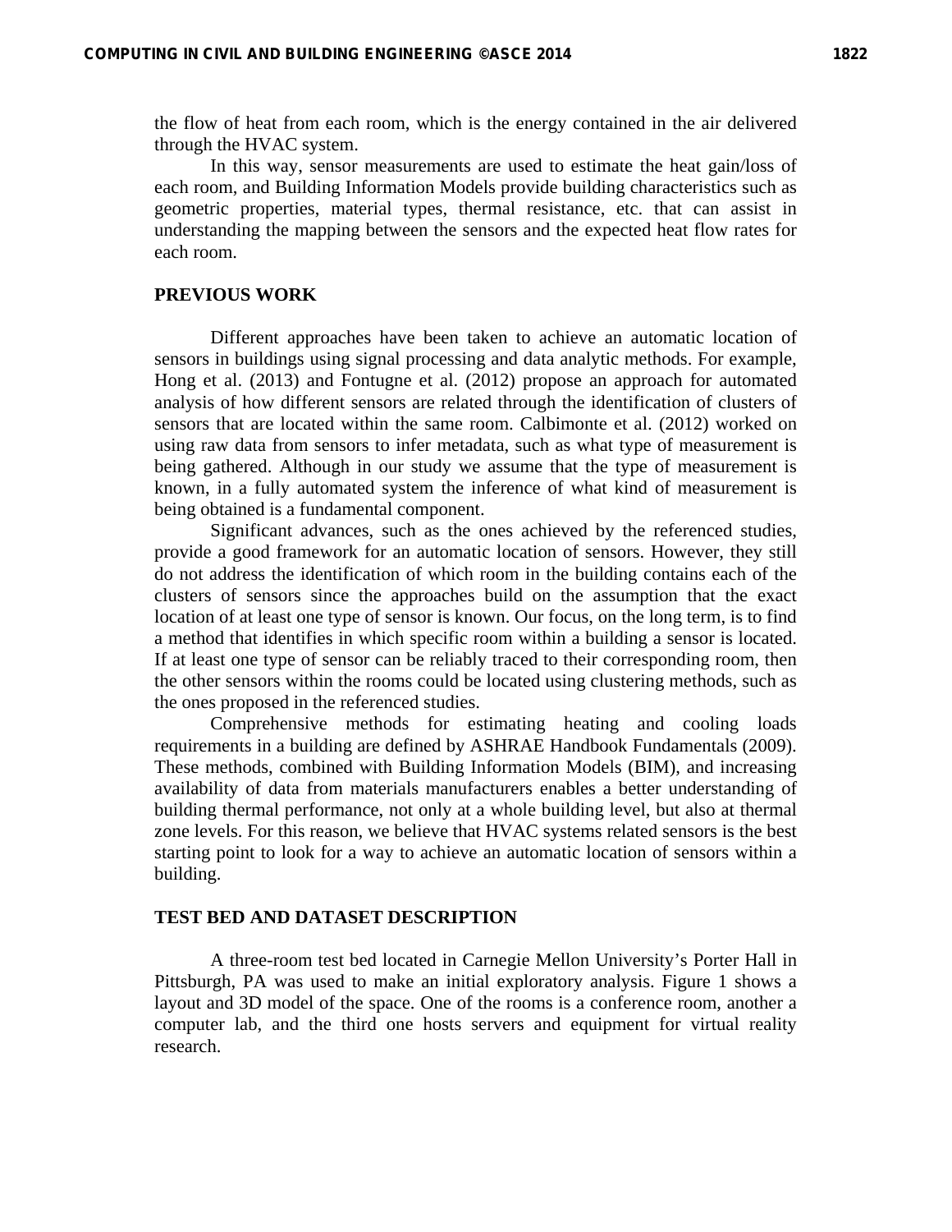the flow of heat from each room, which is the energy contained in the air delivered through the HVAC system.

In this way, sensor measurements are used to estimate the heat gain/loss of each room, and Building Information Models provide building characteristics such as geometric properties, material types, thermal resistance, etc. that can assist in understanding the mapping between the sensors and the expected heat flow rates for each room.

## PREVIOUS WORK

Different approaches have been taken to achieve an automatic location of sensors in buildings using signal processing and data analytic methods. For example, Hong et al. (2013) and Fontugne et al. (2012) propose an approach for automated analysis of how different sensors are related through the identification of clusters of sensors that are located within the same room. Calbimonte et al. (2012) worked on using raw data from sensors to infer metadata, such as what type of measurement is being gathered. Although in our study we assume that the type of measurement is known, in a fully automated system the inference of what kind of measurement is being obtained is a fundamental component.

Significant advances, such as the ones achieved by the referenced studies, provide a good framework for an automatic location of sensors. However, they still do not address the identification of which room in the building contains each of the clusters of sensors since the approaches build on the assumption that the exact location of at least one type of sensor is known. Our focus, on the long term, is to find a method that identifies in which specific room within a building a sensor is located. If at least one type of sensor can be reliably traced to their corresponding room, then the other sensors within the rooms could be located using clustering methods, such as the ones proposed in the referenced studies.

Comprehensive methods for estimating heating and cooling loads requirements in a building are defined by ASHRAE Handbook Fundamentals (2009). These methods, combined with Building Information Models (BIM), and increasing availability of data from materials manufacturers enables a better understanding of building thermal performance, not only at a whole building level, but also at thermal zone levels. For this reason, we believe that HVAC systems related sensors is the best starting point to look for a way to achieve an automatic location of sensors within a building.

## TEST BED AND DATASET DESCRIPTION

A three-room test bed located in Carnegie Mellon University's Porter Hall in Pittsburgh, PA was used to make an initial exploratory analysis. Figure 1 shows a layout and 3D model of the space. One of the rooms is a conference room, another a computer lab, and the third one hosts servers and equipment for virtual reality research.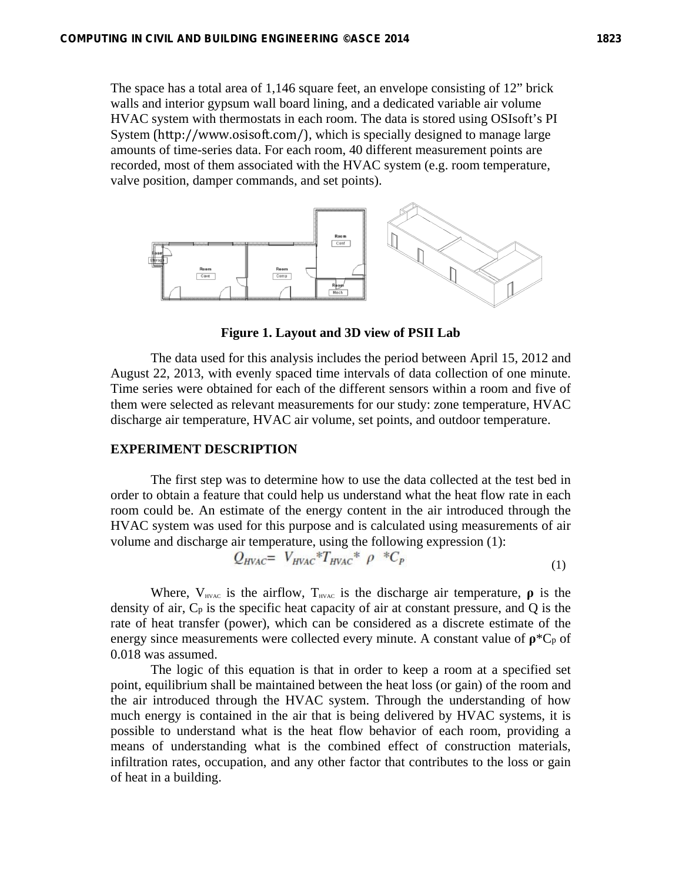The space has a total area of 1,146 square feet, an envelope consisting of 12" brick walls and interior gypsum wall board lining, and a dedicated variable air volume HVAC system with thermostats in each room. The data is stored using OSIsoft's PI System (http://www.osisoft.com/), which is specially designed to manage large amounts of time-series data. For each room, 40 different measurement points are recorded, most of them associated with the HVAC system (e.g. room temperature, valve position, damper commands, and set points).

**Figure 1. Layout and 3D view of PSII Lab**

The data used for this analysis includes the period between April 15, 2012 and August 22, 2013, with evenly spaced time intervals of data collection of one minute. Time series were obtained for each of the different sensors within a room and five of them were selected as relevant measurements for our study: zone temperature, HVAC discharge air temperature, HVAC air volume, set points, and outdoor temperature.

## EXPERIMENT DESCRIPTION

The first step was to determine how to use the data collected at the test bed in order to obtain a feature that could help us understand what the heat flow rate in each room could be. An estimate of the energy content in the air introduced through the HVAC system was used for this purpose and is calculated using measurements of air volume and discharge air temperature, using the following expression (1):

$$Q_{HVAC} = V_{HVAC} * T_{HVAC} * \rho * C_P \tag{1}$$

Where, $V_{HVAC}$ is the airflow, $T_{HVAC}$ is the discharge air temperature, $\rho$ is the density of air, $C_P$ is the specific heat capacity of air at constant pressure, and Q is the rate of heat transfer (power), which can be considered as a discrete estimate of the energy since measurements were collected every minute. A constant value of $\rho * C_P$ of 0.018 was assumed.

The logic of this equation is that in order to keep a room at a specified set point, equilibrium shall be maintained between the heat loss (or gain) of the room and the air introduced through the HVAC system. Through the understanding of how much energy is contained in the air that is being delivered by HVAC systems, it is possible to understand what is the heat flow behavior of each room, providing a means of understanding what is the combined effect of construction materials, infiltration rates, occupation, and any other factor that contributes to the loss or gain of heat in a building.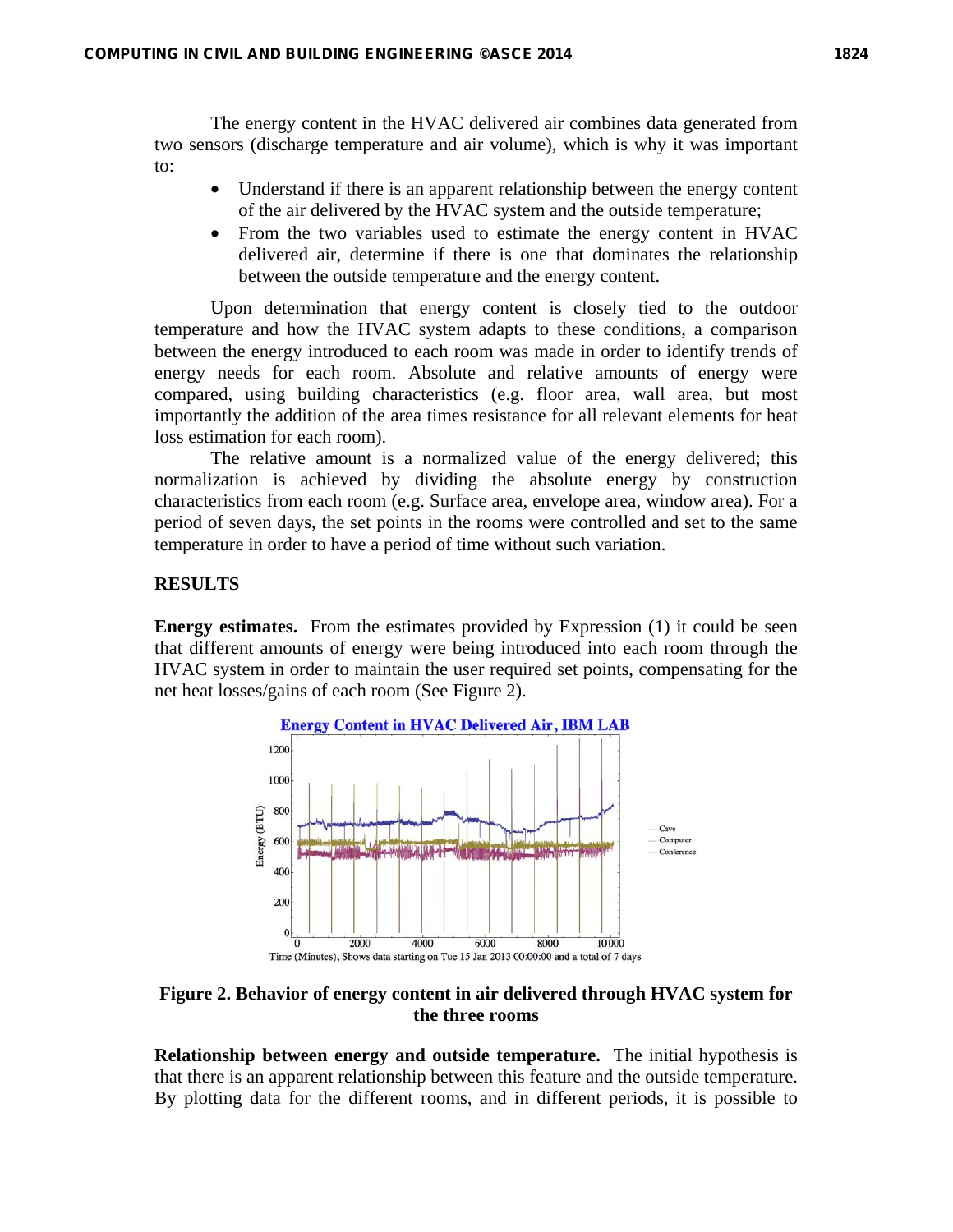The energy content in the HVAC delivered air combines data generated from two sensors (discharge temperature and air volume), which is why it was important to:

- Understand if there is an apparent relationship between the energy content of the air delivered by the HVAC system and the outside temperature;
- From the two variables used to estimate the energy content in HVAC delivered air, determine if there is one that dominates the relationship between the outside temperature and the energy content.

Upon determination that energy content is closely tied to the outdoor temperature and how the HVAC system adapts to these conditions, a comparison between the energy introduced to each room was made in order to identify trends of energy needs for each room. Absolute and relative amounts of energy were compared, using building characteristics (e.g. floor area, wall area, but most importantly the addition of the area times resistance for all relevant elements for heat loss estimation for each room).

The relative amount is a normalized value of the energy delivered; this normalization is achieved by dividing the absolute energy by construction characteristics from each room (e.g. Surface area, envelope area, window area). For a period of seven days, the set points in the rooms were controlled and set to the same temperature in order to have a period of time without such variation.

## RESULTS

**Energy estimates.** From the estimates provided by Expression (1) it could be seen that different amounts of energy were being introduced into each room through the HVAC system in order to maintain the user required set points, compensating for the net heat losses/gains of each room (See Figure 2).

**Figure 2. Behavior of energy content in air delivered through HVAC system for the three rooms**

**Relationship between energy and outside temperature.** The initial hypothesis is that there is an apparent relationship between this feature and the outside temperature. By plotting data for the different rooms, and in different periods, it is possible to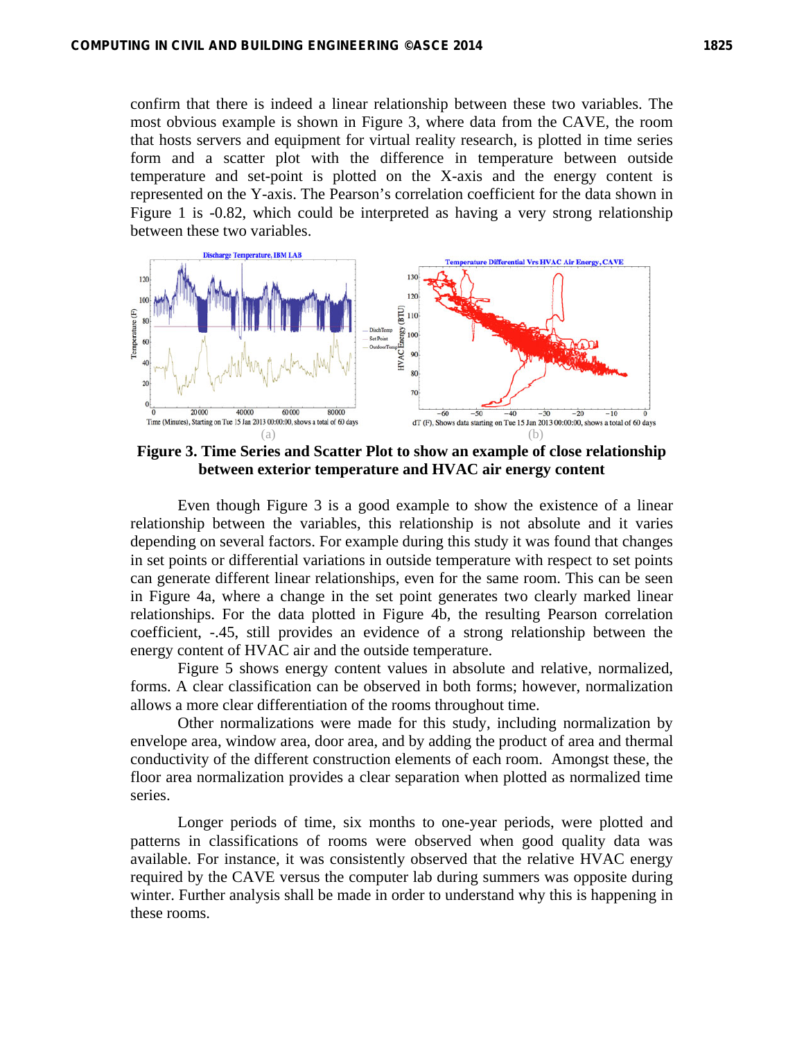confirm that there is indeed a linear relationship between these two variables. The most obvious example is shown in Figure 3, where data from the CAVE, the room that hosts servers and equipment for virtual reality research, is plotted in time series form and a scatter plot with the difference in temperature between outside temperature and set-point is plotted on the X-axis and the energy content is represented on the Y-axis. The Pearson's correlation coefficient for the data shown in Figure 1 is -0.82, which could be interpreted as having a very strong relationship between these two variables.

**Figure 3. Time Series and Scatter Plot to show an example of close relationship between exterior temperature and HVAC air energy content**

Even though Figure 3 is a good example to show the existence of a linear relationship between the variables, this relationship is not absolute and it varies depending on several factors. For example during this study it was found that changes in set points or differential variations in outside temperature with respect to set points can generate different linear relationships, even for the same room. This can be seen in Figure 4a, where a change in the set point generates two clearly marked linear relationships. For the data plotted in Figure 4b, the resulting Pearson correlation coefficient, -.45, still provides an evidence of a strong relationship between the energy content of HVAC air and the outside temperature.

Figure 5 shows energy content values in absolute and relative, normalized, forms. A clear classification can be observed in both forms; however, normalization allows a more clear differentiation of the rooms throughout time.

Other normalizations were made for this study, including normalization by envelope area, window area, door area, and by adding the product of area and thermal conductivity of the different construction elements of each room. Amongst these, the floor area normalization provides a clear separation when plotted as normalized time series.

Longer periods of time, six months to one-year periods, were plotted and patterns in classifications of rooms were observed when good quality data was available. For instance, it was consistently observed that the relative HVAC energy required by the CAVE versus the computer lab during summers was opposite during winter. Further analysis shall be made in order to understand why this is happening in these rooms.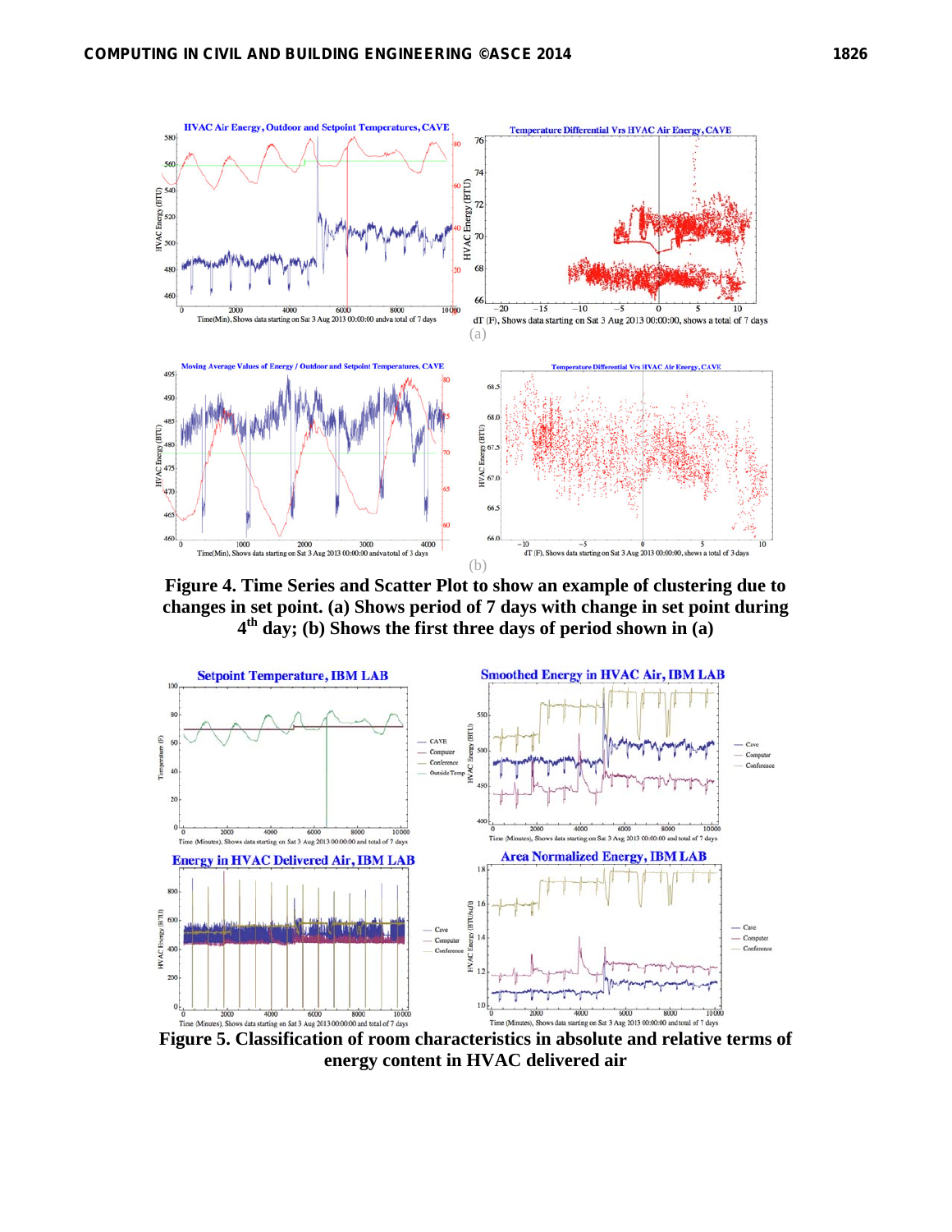**Figure 4. Time Series and Scatter Plot to show an example of clustering due to changes in set point. (a) Shows period of 7 days with change in set point during 4th day; (b) Shows the first three days of period shown in (a)**

**Figure 5. Classification of room characteristics in absolute and relative terms of energy content in HVAC delivered air**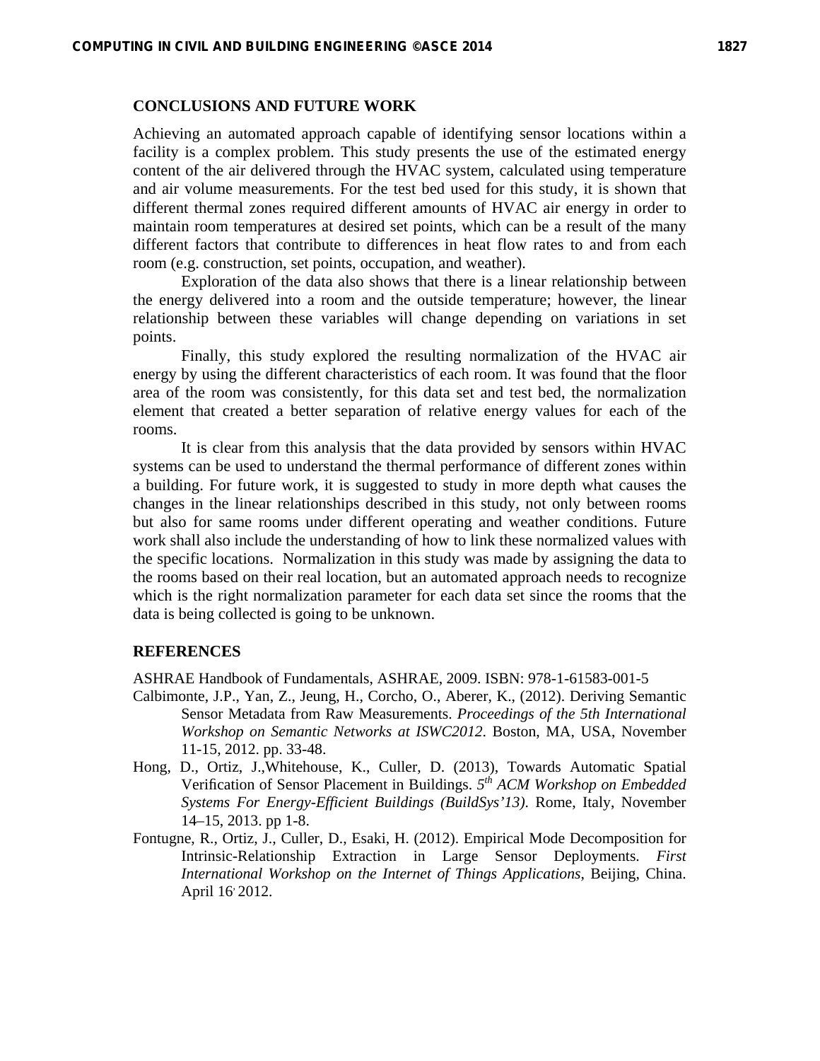## CONCLUSIONS AND FUTURE WORK

Achieving an automated approach capable of identifying sensor locations within a facility is a complex problem. This study presents the use of the estimated energy content of the air delivered through the HVAC system, calculated using temperature and air volume measurements. For the test bed used for this study, it is shown that different thermal zones required different amounts of HVAC air energy in order to maintain room temperatures at desired set points, which can be a result of the many different factors that contribute to differences in heat flow rates to and from each room (e.g. construction, set points, occupation, and weather).

Exploration of the data also shows that there is a linear relationship between the energy delivered into a room and the outside temperature; however, the linear relationship between these variables will change depending on variations in set points.

Finally, this study explored the resulting normalization of the HVAC air energy by using the different characteristics of each room. It was found that the floor area of the room was consistently, for this data set and test bed, the normalization element that created a better separation of relative energy values for each of the rooms.

It is clear from this analysis that the data provided by sensors within HVAC systems can be used to understand the thermal performance of different zones within a building. For future work, it is suggested to study in more depth what causes the changes in the linear relationships described in this study, not only between rooms but also for same rooms under different operating and weather conditions. Future work shall also include the understanding of how to link these normalized values with the specific locations. Normalization in this study was made by assigning the data to the rooms based on their real location, but an automated approach needs to recognize which is the right normalization parameter for each data set since the rooms that the data is being collected is going to be unknown.

## REFERENCES

ASHRAE Handbook of Fundamentals, ASHRAE, 2009. ISBN: 978-1-61583-001-5

Calbimonte, J.P., Yan, Z., Jeung, H., Corcho, O., Aberer, K., (2012). Deriving Semantic Sensor Metadata from Raw Measurements. *Proceedings of the 5th International Workshop on Semantic Networks at ISWC2012*. Boston, MA, USA, November 11-15, 2012. pp. 33-48.

Hong, D., Ortiz, J.,Whitehouse, K., Culler, D. (2013), Towards Automatic Spatial Verification of Sensor Placement in Buildings. *5th ACM Workshop on Embedded Systems For Energy-Efficient Buildings (BuildSys'13)*. Rome, Italy, November 14–15, 2013. pp 1-8.

Fontugne, R., Ortiz, J., Culler, D., Esaki, H. (2012). Empirical Mode Decomposition for Intrinsic-Relationship Extraction in Large Sensor Deployments. *First International Workshop on the Internet of Things Applications*, Beijing, China. April 16, 2012.